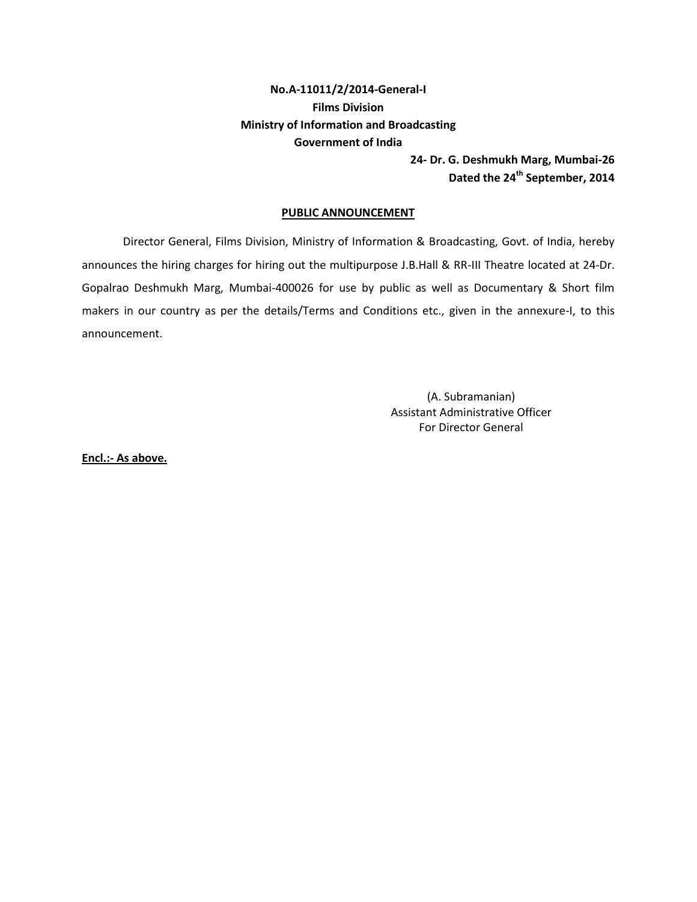**No.A-11011/2/2014-General-I**
**Films Division**
**Ministry of Information and Broadcasting**
**Government of India**

**24- Dr. G. Deshmukh Marg, Mumbai-26**
**Dated the 24th September, 2014**

## PUBLIC ANNOUNCEMENT

Director General, Films Division, Ministry of Information & Broadcasting, Govt. of India, hereby announces the hiring charges for hiring out the multipurpose J.B.Hall & RR-III Theatre located at 24-Dr. Gopalrao Deshmukh Marg, Mumbai-400026 for use by public as well as Documentary & Short film makers in our country as per the details/Terms and Conditions etc., given in the annexure-I, to this announcement.

(A. Subramanian)
Assistant Administrative Officer
For Director General

**Encl.:- As above.**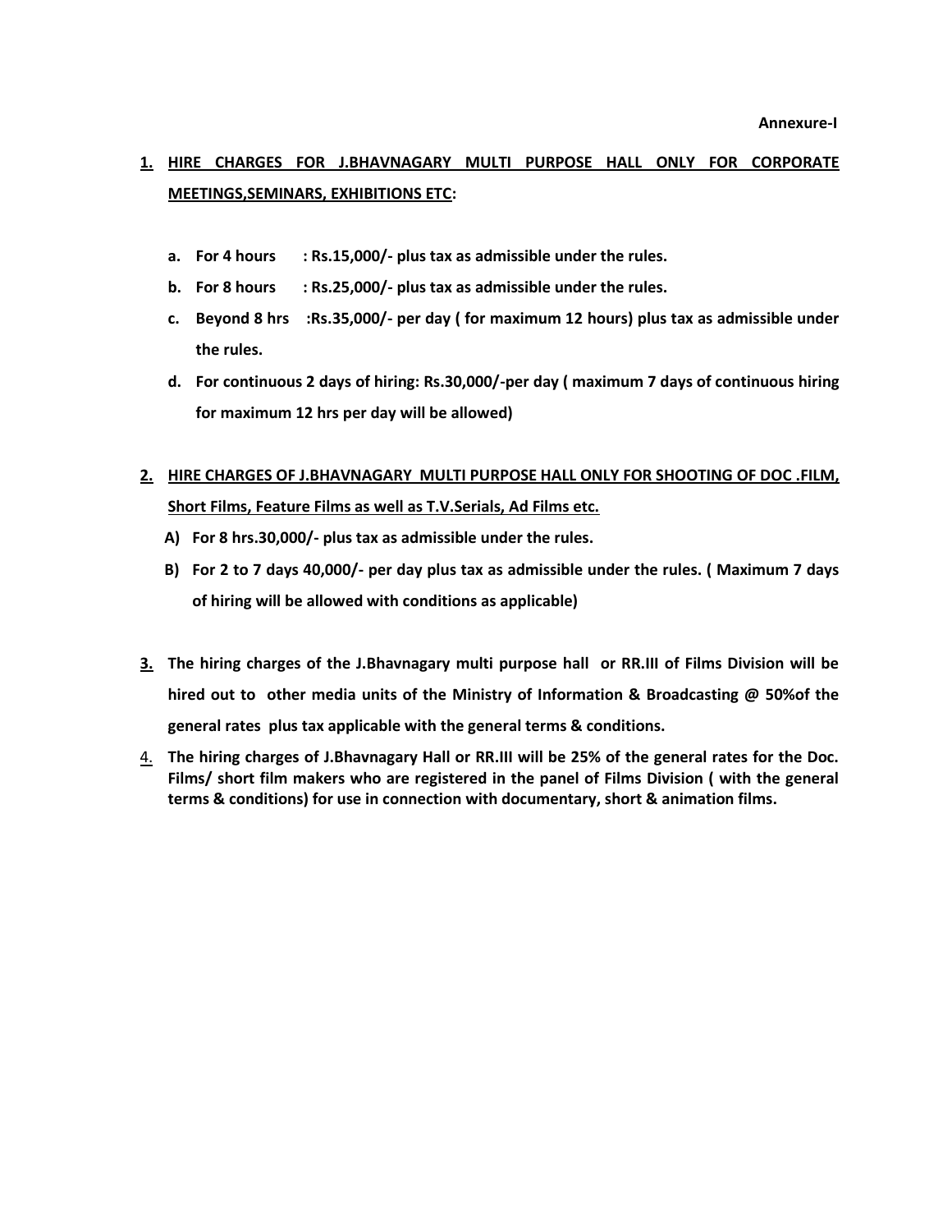**Annexure-I**

1. **<u>HIRE CHARGES FOR J.BHAVNAGARY MULTI PURPOSE HALL ONLY FOR CORPORATE MEETINGS,SEMINARS, EXHIBITIONS ETC</u>:**

   a. **For 4 hours : Rs.15,000/- plus tax as admissible under the rules.**

   b. **For 8 hours : Rs.25,000/- plus tax as admissible under the rules.**

   c. **Beyond 8 hrs :Rs.35,000/- per day ( for maximum 12 hours) plus tax as admissible under the rules.**

   d. **For continuous 2 days of hiring: Rs.30,000/-per day ( maximum 7 days of continuous hiring for maximum 12 hrs per day will be allowed)**

2. **<u>HIRE CHARGES OF J.BHAVNAGARY MULTI PURPOSE HALL ONLY FOR SHOOTING OF DOC .FILM, Short Films, Feature Films as well as T.V.Serials, Ad Films etc.</u>**

   A) **For 8 hrs.30,000/- plus tax as admissible under the rules.**

   B) **For 2 to 7 days 40,000/- per day plus tax as admissible under the rules. ( Maximum 7 days of hiring will be allowed with conditions as applicable)**

3. **The hiring charges of the J.Bhavnagary multi purpose hall or RR.III of Films Division will be hired out to other media units of the Ministry of Information & Broadcasting @ 50%of the general rates plus tax applicable with the general terms & conditions.**

4. **The hiring charges of J.Bhavnagary Hall or RR.III will be 25% of the general rates for the Doc. Films/ short film makers who are registered in the panel of Films Division ( with the general terms & conditions) for use in connection with documentary, short & animation films.**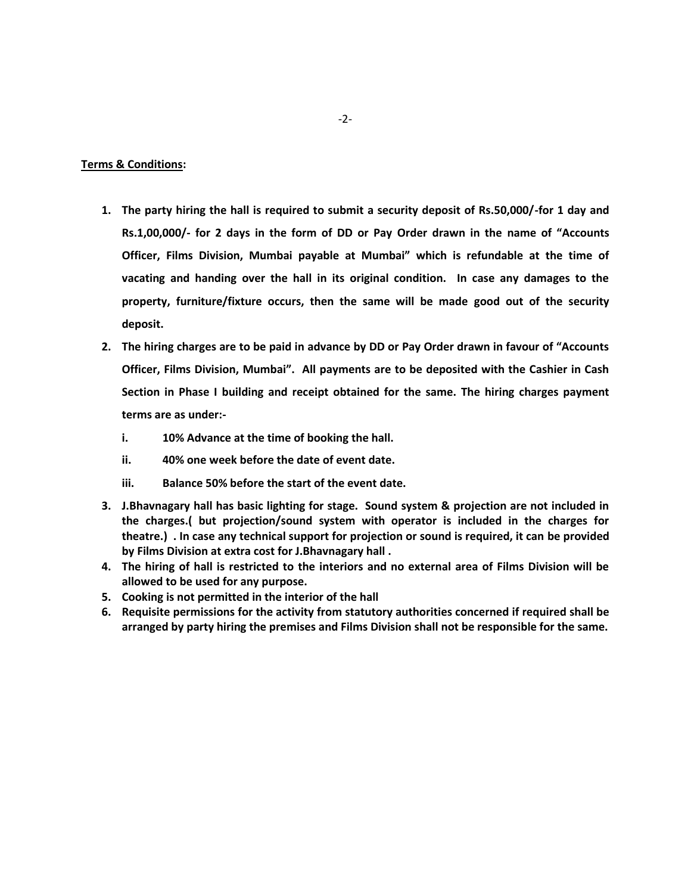**Terms & Conditions:**

1. **The party hiring the hall is required to submit a security deposit of Rs.50,000/-for 1 day and Rs.1,00,000/- for 2 days in the form of DD or Pay Order drawn in the name of "Accounts Officer, Films Division, Mumbai payable at Mumbai" which is refundable at the time of vacating and handing over the hall in its original condition. In case any damages to the property, furniture/fixture occurs, then the same will be made good out of the security deposit.**
2. **The hiring charges are to be paid in advance by DD or Pay Order drawn in favour of "Accounts Officer, Films Division, Mumbai". All payments are to be deposited with the Cashier in Cash Section in Phase I building and receipt obtained for the same. The hiring charges payment terms are as under:-**
   - **i. 10% Advance at the time of booking the hall.**
   - **ii. 40% one week before the date of event date.**
   - **iii. Balance 50% before the start of the event date.**
3. **J.Bhavnagary hall has basic lighting for stage. Sound system & projection are not included in the charges.( but projection/sound system with operator is included in the charges for theatre.) . In case any technical support for projection or sound is required, it can be provided by Films Division at extra cost for J.Bhavnagary hall .**
4. **The hiring of hall is restricted to the interiors and no external area of Films Division will be allowed to be used for any purpose.**
5. **Cooking is not permitted in the interior of the hall**
6. **Requisite permissions for the activity from statutory authorities concerned if required shall be arranged by party hiring the premises and Films Division shall not be responsible for the same.**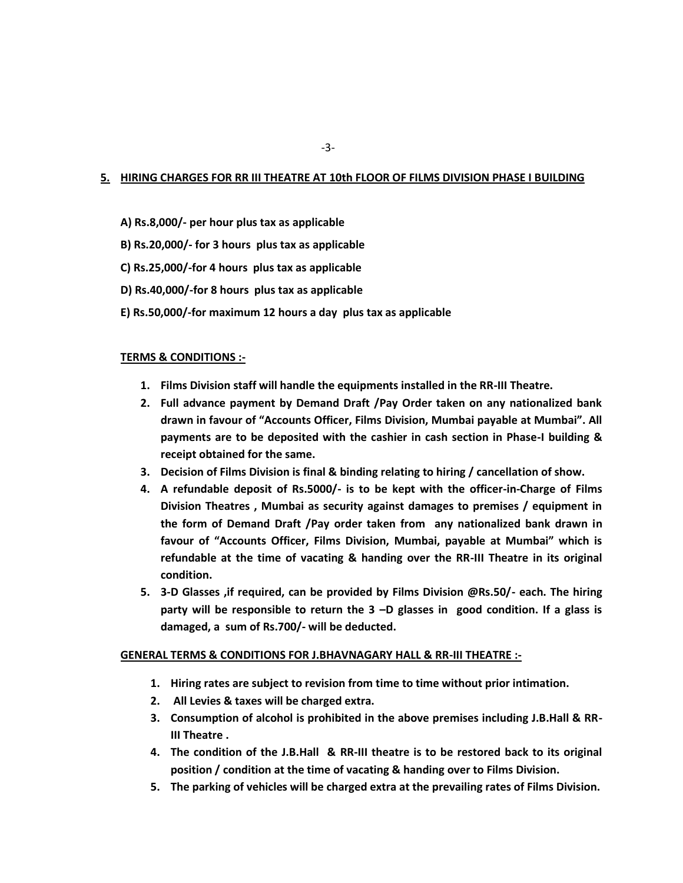## 5. HIRING CHARGES FOR RR III THEATRE AT 10th FLOOR OF FILMS DIVISION PHASE I BUILDING

**A) Rs.8,000/- per hour plus tax as applicable**

**B) Rs.20,000/- for 3 hours plus tax as applicable**

**C) Rs.25,000/-for 4 hours plus tax as applicable**

**D) Rs.40,000/-for 8 hours plus tax as applicable**

**E) Rs.50,000/-for maximum 12 hours a day plus tax as applicable**

### TERMS & CONDITIONS :-

1. **Films Division staff will handle the equipments installed in the RR-III Theatre.**
2. **Full advance payment by Demand Draft /Pay Order taken on any nationalized bank drawn in favour of "Accounts Officer, Films Division, Mumbai payable at Mumbai". All payments are to be deposited with the cashier in cash section in Phase-I building & receipt obtained for the same.**
3. **Decision of Films Division is final & binding relating to hiring / cancellation of show.**
4. **A refundable deposit of Rs.5000/- is to be kept with the officer-in-Charge of Films Division Theatres , Mumbai as security against damages to premises / equipment in the form of Demand Draft /Pay order taken from any nationalized bank drawn in favour of "Accounts Officer, Films Division, Mumbai, payable at Mumbai" which is refundable at the time of vacating & handing over the RR-III Theatre in its original condition.**
5. **3-D Glasses ,if required, can be provided by Films Division @Rs.50/- each. The hiring party will be responsible to return the 3 –D glasses in good condition. If a glass is damaged, a sum of Rs.700/- will be deducted.**

### GENERAL TERMS & CONDITIONS FOR J.BHAVNAGARY HALL & RR-III THEATRE :-

1. **Hiring rates are subject to revision from time to time without prior intimation.**
2. **All Levies & taxes will be charged extra.**
3. **Consumption of alcohol is prohibited in the above premises including J.B.Hall & RR-III Theatre .**
4. **The condition of the J.B.Hall & RR-III theatre is to be restored back to its original position / condition at the time of vacating & handing over to Films Division.**
5. **The parking of vehicles will be charged extra at the prevailing rates of Films Division.**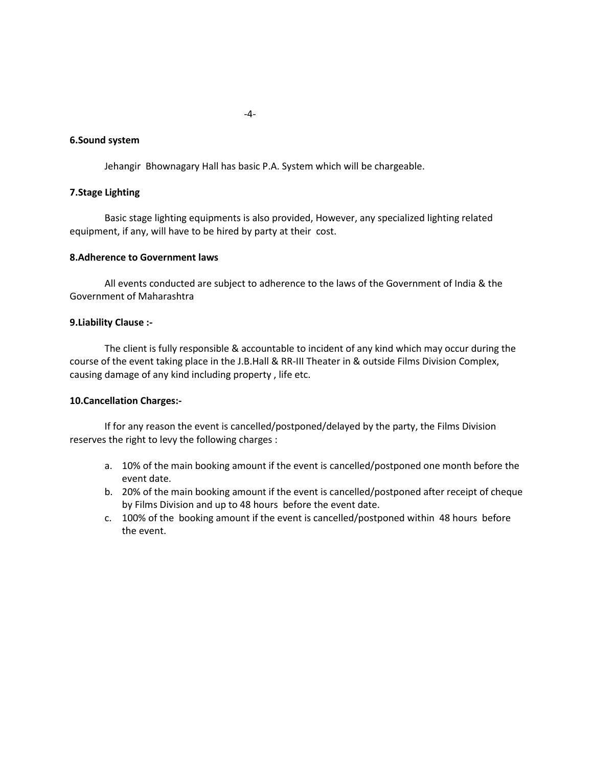**6.Sound system**

Jehangir Bhownagary Hall has basic P.A. System which will be chargeable.

**7.Stage Lighting**

Basic stage lighting equipments is also provided, However, any specialized lighting related equipment, if any, will have to be hired by party at their cost.

**8.Adherence to Government laws**

All events conducted are subject to adherence to the laws of the Government of India & the Government of Maharashtra

**9.Liability Clause :-**

The client is fully responsible & accountable to incident of any kind which may occur during the course of the event taking place in the J.B.Hall & RR-III Theater in & outside Films Division Complex, causing damage of any kind including property , life etc.

**10.Cancellation Charges:-**

If for any reason the event is cancelled/postponed/delayed by the party, the Films Division reserves the right to levy the following charges :

a. 10% of the main booking amount if the event is cancelled/postponed one month before the event date.
b. 20% of the main booking amount if the event is cancelled/postponed after receipt of cheque by Films Division and up to 48 hours before the event date.
c. 100% of the booking amount if the event is cancelled/postponed within 48 hours before the event.